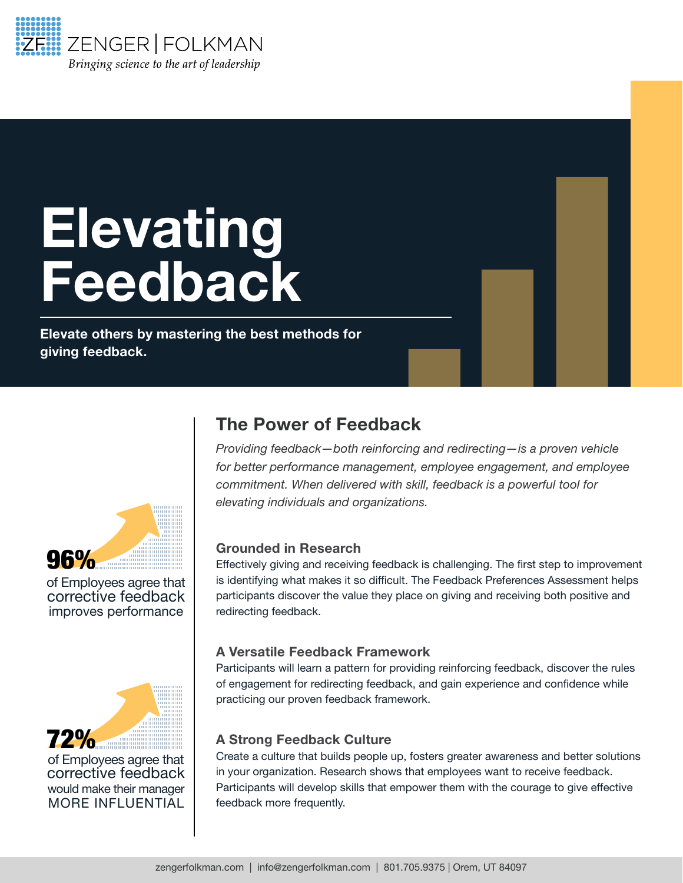ZENGER | FOLKMAN

*Bringing science to the art of leadership*

# Elevating Feedback

**Elevate others by mastering the best methods for giving feedback.**

**96%** of Employees agree that corrective feedback improves performance

**72%** of Employees agree that corrective feedback would make their manager MORE INFLUENTIAL

## The Power of Feedback

*Providing feedback—both reinforcing and redirecting—is a proven vehicle for better performance management, employee engagement, and employee commitment. When delivered with skill, feedback is a powerful tool for elevating individuals and organizations.*

### Grounded in Research

Effectively giving and receiving feedback is challenging. The first step to improvement is identifying what makes it so difficult. The Feedback Preferences Assessment helps participants discover the value they place on giving and receiving both positive and redirecting feedback.

### A Versatile Feedback Framework

Participants will learn a pattern for providing reinforcing feedback, discover the rules of engagement for redirecting feedback, and gain experience and confidence while practicing our proven feedback framework.

### A Strong Feedback Culture

Create a culture that builds people up, fosters greater awareness and better solutions in your organization. Research shows that employees want to receive feedback. Participants will develop skills that empower them with the courage to give effective feedback more frequently.

zengerfolkman.com | info@zengerfolkman.com | 801.705.9375 | Orem, UT 84097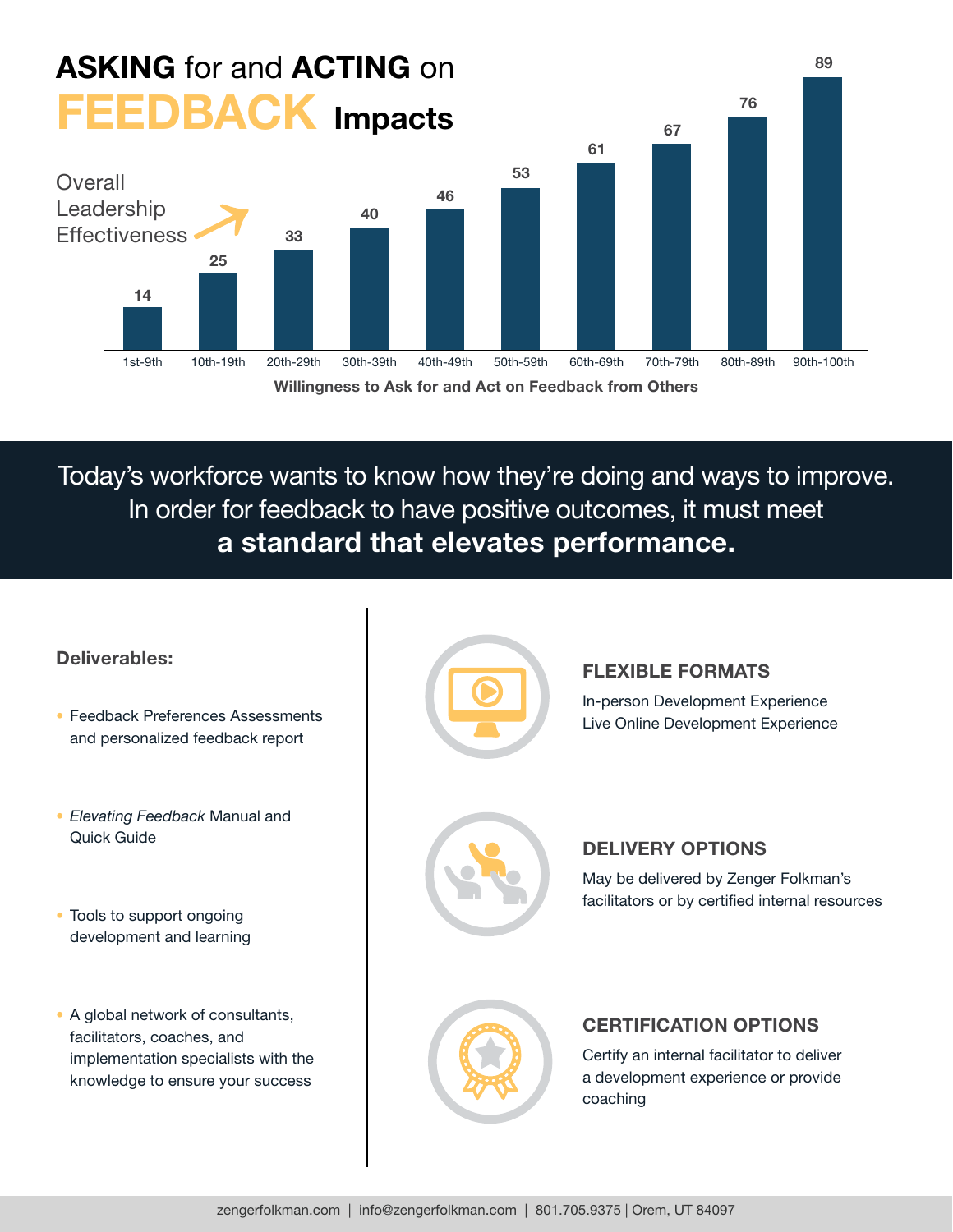# ASKING for and ACTING on FEEDBACK Impacts

Overall Leadership Effectiveness

14
25
33
40
46
53
61
67
76
89

1st-9th
10th-19th
20th-29th
30th-39th
40th-49th
50th-59th
60th-69th
70th-79th
80th-89th
90th-100th

Willingness to Ask for and Act on Feedback from Others

Today's workforce wants to know how they're doing and ways to improve. In order for feedback to have positive outcomes, it must meet **a standard that elevates performance.**

**Deliverables:**

- Feedback Preferences Assessments and personalized feedback report
- *Elevating Feedback* Manual and Quick Guide
- Tools to support ongoing development and learning
- A global network of consultants, facilitators, coaches, and implementation specialists with the knowledge to ensure your success

### FLEXIBLE FORMATS

In-person Development Experience
Live Online Development Experience

### DELIVERY OPTIONS

May be delivered by Zenger Folkman's facilitators or by certified internal resources

### CERTIFICATION OPTIONS

Certify an internal facilitator to deliver a development experience or provide coaching

zengerfolkman.com | info@zengerfolkman.com | 801.705.9375 | Orem, UT 84097